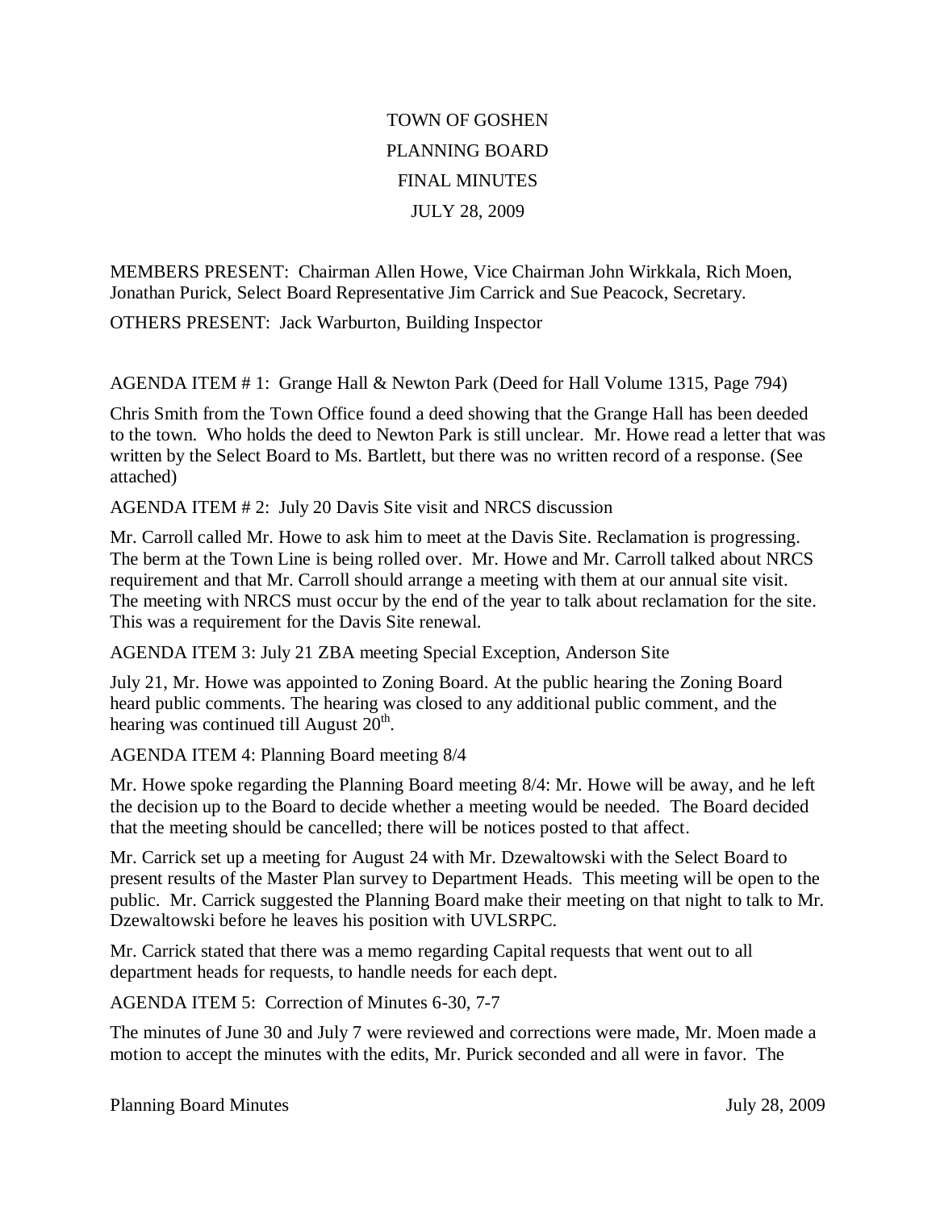# TOWN OF GOSHEN
# PLANNING BOARD
# FINAL MINUTES
# JULY 28, 2009

MEMBERS PRESENT: Chairman Allen Howe, Vice Chairman John Wirkkala, Rich Moen, Jonathan Purick, Select Board Representative Jim Carrick and Sue Peacock, Secretary.

OTHERS PRESENT: Jack Warburton, Building Inspector

AGENDA ITEM # 1: Grange Hall & Newton Park (Deed for Hall Volume 1315, Page 794)

Chris Smith from the Town Office found a deed showing that the Grange Hall has been deeded to the town. Who holds the deed to Newton Park is still unclear. Mr. Howe read a letter that was written by the Select Board to Ms. Bartlett, but there was no written record of a response. (See attached)

AGENDA ITEM # 2: July 20 Davis Site visit and NRCS discussion

Mr. Carroll called Mr. Howe to ask him to meet at the Davis Site. Reclamation is progressing. The berm at the Town Line is being rolled over. Mr. Howe and Mr. Carroll talked about NRCS requirement and that Mr. Carroll should arrange a meeting with them at our annual site visit. The meeting with NRCS must occur by the end of the year to talk about reclamation for the site. This was a requirement for the Davis Site renewal.

AGENDA ITEM 3: July 21 ZBA meeting Special Exception, Anderson Site

July 21, Mr. Howe was appointed to Zoning Board. At the public hearing the Zoning Board heard public comments. The hearing was closed to any additional public comment, and the hearing was continued till August 20th.

AGENDA ITEM 4: Planning Board meeting 8/4

Mr. Howe spoke regarding the Planning Board meeting 8/4: Mr. Howe will be away, and he left the decision up to the Board to decide whether a meeting would be needed. The Board decided that the meeting should be cancelled; there will be notices posted to that affect.

Mr. Carrick set up a meeting for August 24 with Mr. Dzewaltowski with the Select Board to present results of the Master Plan survey to Department Heads. This meeting will be open to the public. Mr. Carrick suggested the Planning Board make their meeting on that night to talk to Mr. Dzewaltowski before he leaves his position with UVLSRPC.

Mr. Carrick stated that there was a memo regarding Capital requests that went out to all department heads for requests, to handle needs for each dept.

AGENDA ITEM 5: Correction of Minutes 6-30, 7-7

The minutes of June 30 and July 7 were reviewed and corrections were made, Mr. Moen made a motion to accept the minutes with the edits, Mr. Purick seconded and all were in favor. The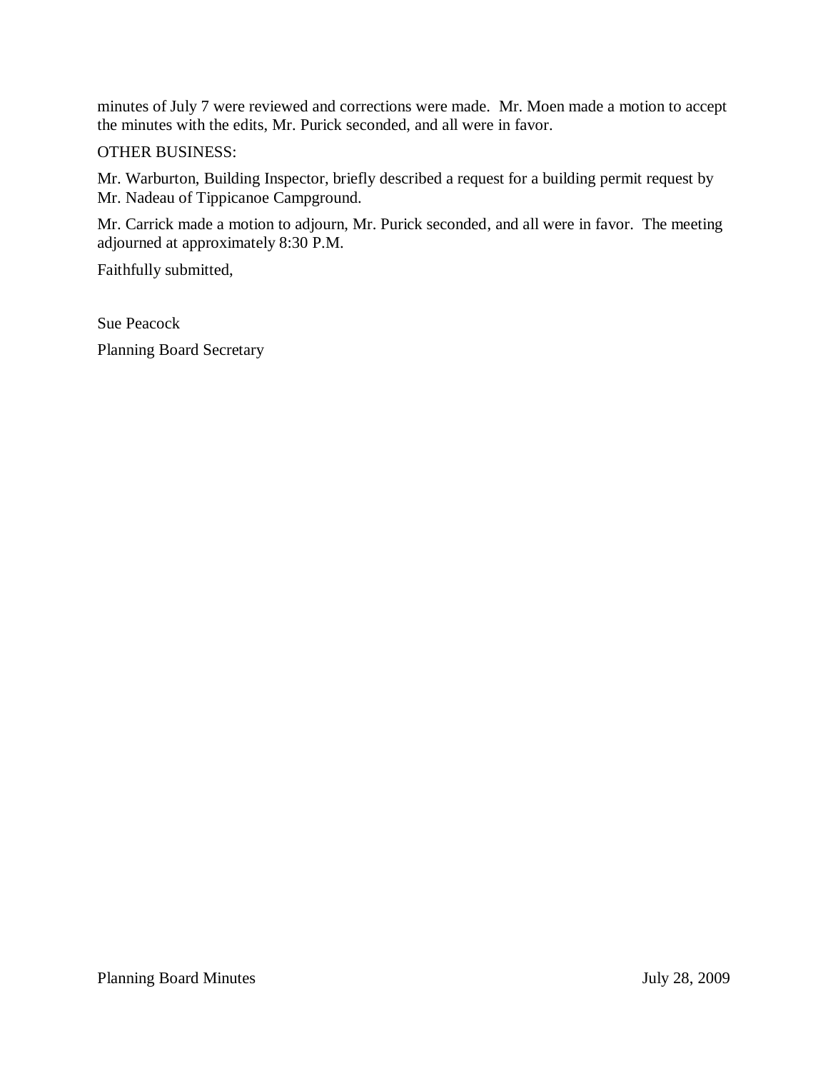minutes of July 7 were reviewed and corrections were made. Mr. Moen made a motion to accept the minutes with the edits, Mr. Purick seconded, and all were in favor.

OTHER BUSINESS:

Mr. Warburton, Building Inspector, briefly described a request for a building permit request by Mr. Nadeau of Tippicanoe Campground.

Mr. Carrick made a motion to adjourn, Mr. Purick seconded, and all were in favor. The meeting adjourned at approximately 8:30 P.M.

Faithfully submitted,

Sue Peacock

Planning Board Secretary